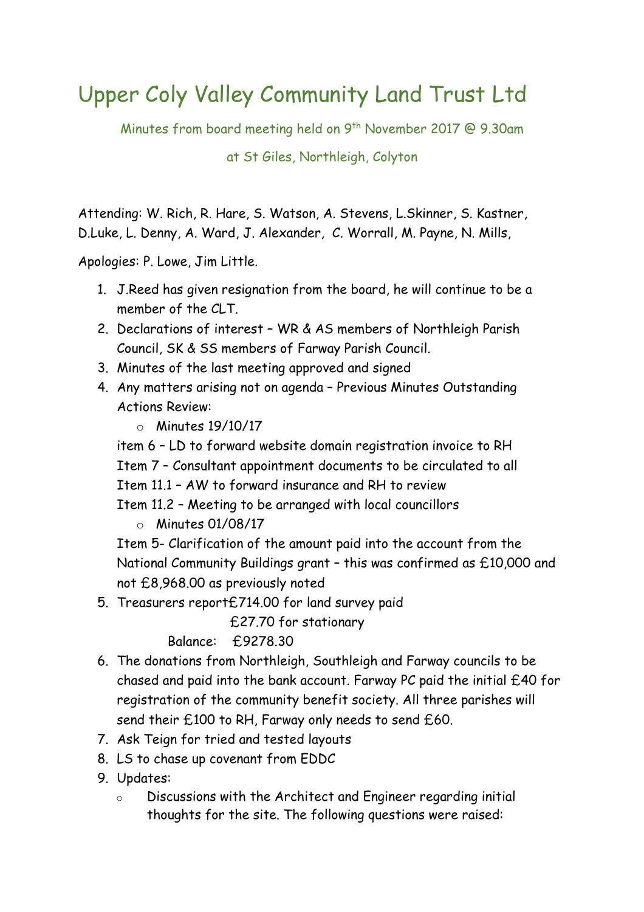# Upper Coly Valley Community Land Trust Ltd

Minutes from board meeting held on 9th November 2017 @ 9.30am

at St Giles, Northleigh, Colyton

Attending: W. Rich, R. Hare, S. Watson, A. Stevens, L.Skinner, S. Kastner, D.Luke, L. Denny, A. Ward, J. Alexander, C. Worrall, M. Payne, N. Mills,

Apologies: P. Lowe, Jim Little.

1. J.Reed has given resignation from the board, he will continue to be a member of the CLT.
2. Declarations of interest – WR & AS members of Northleigh Parish Council, SK & SS members of Farway Parish Council.
3. Minutes of the last meeting approved and signed
4. Any matters arising not on agenda – Previous Minutes Outstanding Actions Review:
   - Minutes 19/10/17

   item 6 – LD to forward website domain registration invoice to RH
   Item 7 – Consultant appointment documents to be circulated to all
   Item 11.1 – AW to forward insurance and RH to review
   Item 11.2 – Meeting to be arranged with local councillors
   - Minutes 01/08/17

   Item 5- Clarification of the amount paid into the account from the National Community Buildings grant – this was confirmed as £10,000 and not £8,968.00 as previously noted
5. Treasurers report£714.00 for land survey paid
   £27.70 for stationary
   Balance: £9278.30
6. The donations from Northleigh, Southleigh and Farway councils to be chased and paid into the bank account. Farway PC paid the initial £40 for registration of the community benefit society. All three parishes will send their £100 to RH, Farway only needs to send £60.
7. Ask Teign for tried and tested layouts
8. LS to chase up covenant from EDDC
9. Updates:
   - Discussions with the Architect and Engineer regarding initial thoughts for the site. The following questions were raised: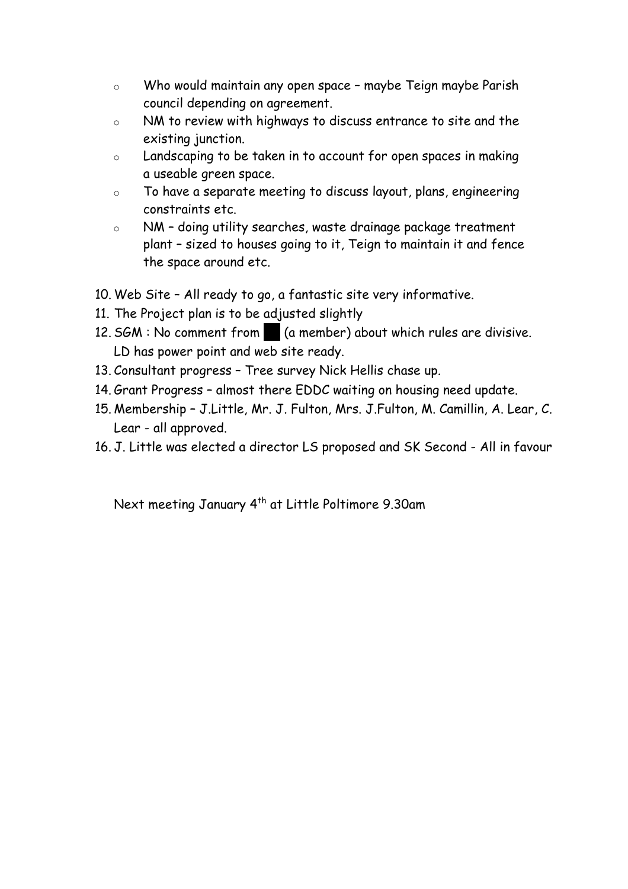- Who would maintain any open space – maybe Teign maybe Parish council depending on agreement.
- NM to review with highways to discuss entrance to site and the existing junction.
- Landscaping to be taken in to account for open spaces in making a useable green space.
- To have a separate meeting to discuss layout, plans, engineering constraints etc.
- NM – doing utility searches, waste drainage package treatment plant – sized to houses going to it, Teign to maintain it and fence the space around etc.

10. Web Site – All ready to go, a fantastic site very informative.
11. The Project plan is to be adjusted slightly
12. SGM : No comment from ██ (a member) about which rules are divisive. LD has power point and web site ready.
13. Consultant progress – Tree survey Nick Hellis chase up.
14. Grant Progress – almost there EDDC waiting on housing need update.
15. Membership – J.Little, Mr. J. Fulton, Mrs. J.Fulton, M. Camillin, A. Lear, C. Lear - all approved.
16. J. Little was elected a director LS proposed and SK Second - All in favour

Next meeting January 4th at Little Poltimore 9.30am